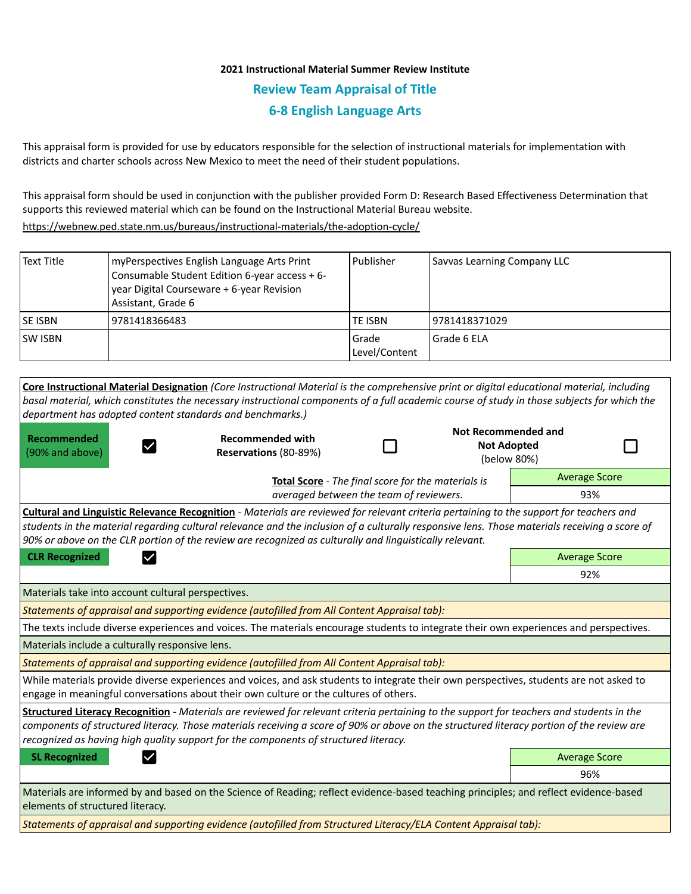**2021 Instructional Material Summer Review Institute**

## Review Team Appraisal of Title

## 6-8 English Language Arts

This appraisal form is provided for use by educators responsible for the selection of instructional materials for implementation with districts and charter schools across New Mexico to meet the need of their student populations.

This appraisal form should be used in conjunction with the publisher provided Form D: Research Based Effectiveness Determination that supports this reviewed material which can be found on the Instructional Material Bureau website.

https://webnew.ped.state.nm.us/bureaus/instructional-materials/the-adoption-cycle/

| Text Title | myPerspectives English Language Arts Print Consumable Student Edition 6-year access + 6-year Digital Courseware + 6-year Revision Assistant, Grade 6 | Publisher | Savvas Learning Company LLC |
|---|---|---|---|
| SE ISBN | 9781418366483 | TE ISBN | 9781418371029 |
| SW ISBN | | Grade Level/Content | Grade 6 ELA |

**Core Instructional Material Designation** *(Core Instructional Material is the comprehensive print or digital educational material, including basal material, which constitutes the necessary instructional components of a full academic course of study in those subjects for which the department has adopted content standards and benchmarks.)*

| Recommended (90% and above) | ☑ | Recommended with Reservations (80-89%) | ☐ | Not Recommended and Not Adopted (below 80%) | ☐ |
|---|---|---|---|---|---|

**Total Score** - *The final score for the materials is averaged between the team of reviewers.*

| Average Score |
|---|
| 93% |

**Cultural and Linguistic Relevance Recognition** - *Materials are reviewed for relevant criteria pertaining to the support for teachers and students in the material regarding cultural relevance and the inclusion of a culturally responsive lens. Those materials receiving a score of 90% or above on the CLR portion of the review are recognized as culturally and linguistically relevant.*

| CLR Recognized | ☑ | Average Score |
|---|---|---|
| | | 92% |

Materials take into account cultural perspectives.

*Statements of appraisal and supporting evidence (autofilled from All Content Appraisal tab):*

The texts include diverse experiences and voices. The materials encourage students to integrate their own experiences and perspectives.

Materials include a culturally responsive lens.

*Statements of appraisal and supporting evidence (autofilled from All Content Appraisal tab):*

While materials provide diverse experiences and voices, and ask students to integrate their own perspectives, students are not asked to engage in meaningful conversations about their own culture or the cultures of others.

**Structured Literacy Recognition** - *Materials are reviewed for relevant criteria pertaining to the support for teachers and students in the components of structured literacy. Those materials receiving a score of 90% or above on the structured literacy portion of the review are recognized as having high quality support for the components of structured literacy.*

| SL Recognized | ☑ | Average Score |
|---|---|---|
| | | 96% |

Materials are informed by and based on the Science of Reading; reflect evidence-based teaching principles; and reflect evidence-based elements of structured literacy.

*Statements of appraisal and supporting evidence (autofilled from Structured Literacy/ELA Content Appraisal tab):*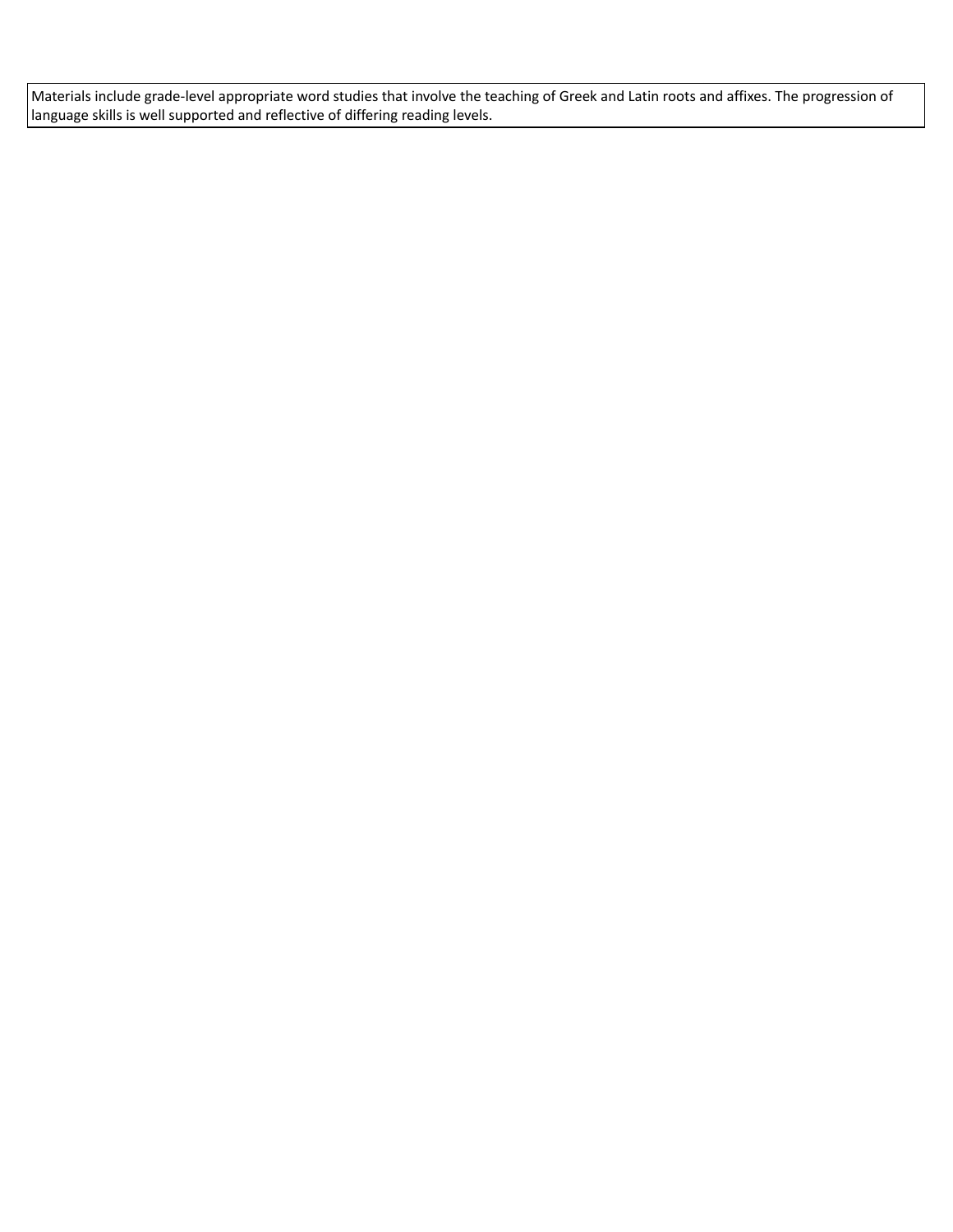| Materials include grade-level appropriate word studies that involve the teaching of Greek and Latin roots and affixes. The progression of language skills is well supported and reflective of differing reading levels. |
| --- |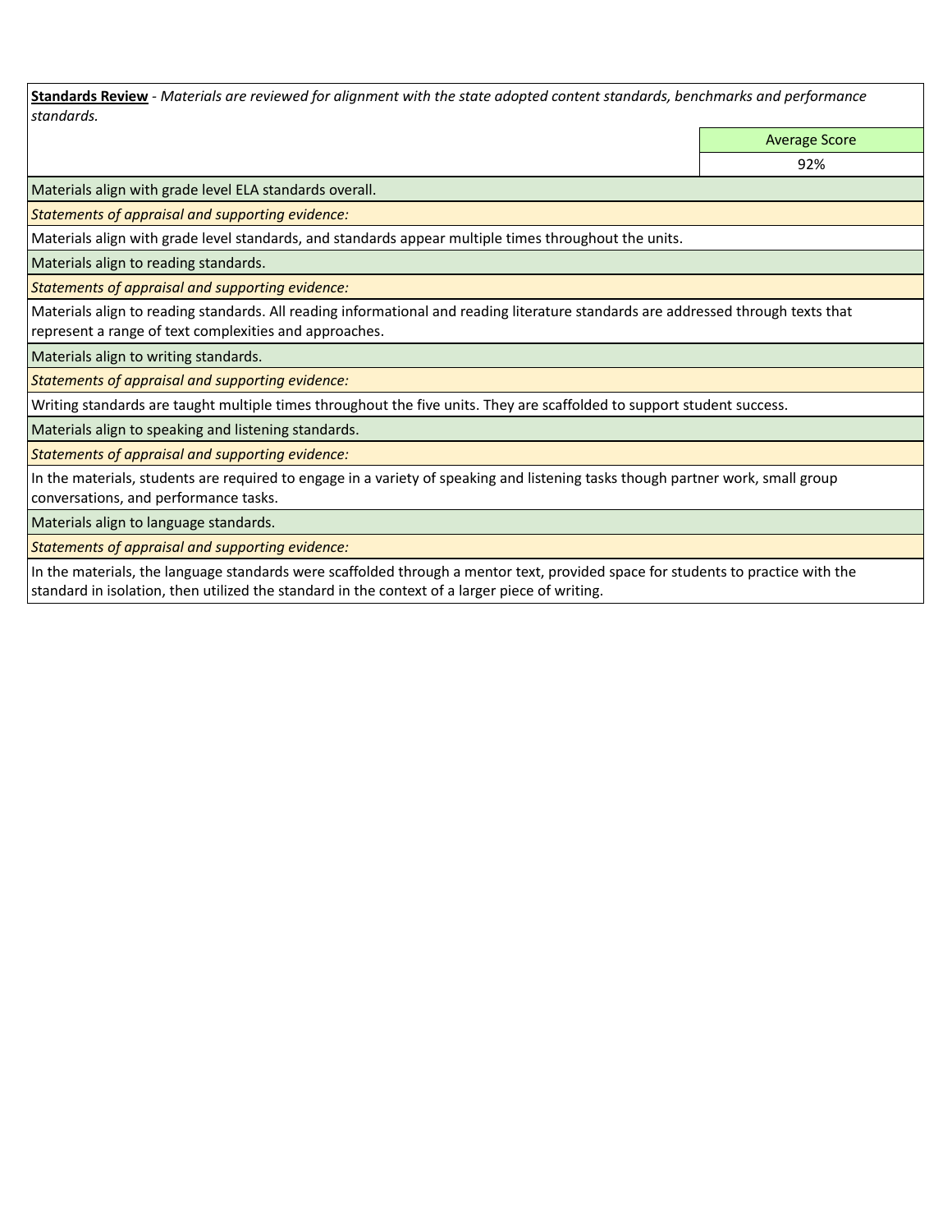**Standards Review** - *Materials are reviewed for alignment with the state adopted content standards, benchmarks and performance standards.*

| | Average Score |
|---|---|
| | 92% |

Materials align with grade level ELA standards overall.

*Statements of appraisal and supporting evidence:*

Materials align with grade level standards, and standards appear multiple times throughout the units.

Materials align to reading standards.

*Statements of appraisal and supporting evidence:*

Materials align to reading standards. All reading informational and reading literature standards are addressed through texts that represent a range of text complexities and approaches.

Materials align to writing standards.

*Statements of appraisal and supporting evidence:*

Writing standards are taught multiple times throughout the five units. They are scaffolded to support student success.

Materials align to speaking and listening standards.

*Statements of appraisal and supporting evidence:*

In the materials, students are required to engage in a variety of speaking and listening tasks though partner work, small group conversations, and performance tasks.

Materials align to language standards.

*Statements of appraisal and supporting evidence:*

In the materials, the language standards were scaffolded through a mentor text, provided space for students to practice with the standard in isolation, then utilized the standard in the context of a larger piece of writing.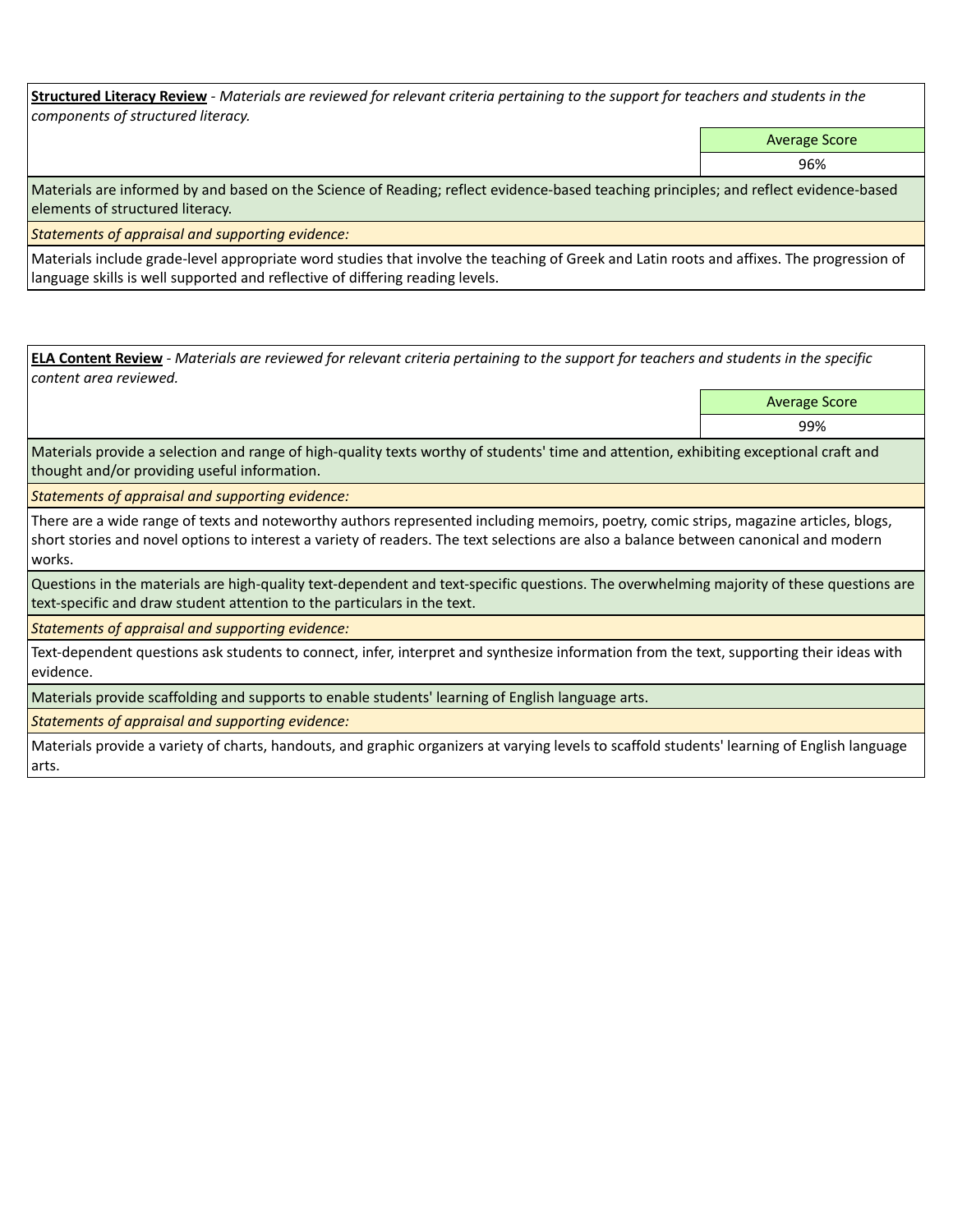**Structured Literacy Review** - *Materials are reviewed for relevant criteria pertaining to the support for teachers and students in the components of structured literacy.*

| Average Score |
|---|
| 96% |

Materials are informed by and based on the Science of Reading; reflect evidence-based teaching principles; and reflect evidence-based elements of structured literacy.

*Statements of appraisal and supporting evidence:*

Materials include grade-level appropriate word studies that involve the teaching of Greek and Latin roots and affixes. The progression of language skills is well supported and reflective of differing reading levels.

**ELA Content Review** - *Materials are reviewed for relevant criteria pertaining to the support for teachers and students in the specific content area reviewed.*

| Average Score |
|---|
| 99% |

Materials provide a selection and range of high-quality texts worthy of students' time and attention, exhibiting exceptional craft and thought and/or providing useful information.

*Statements of appraisal and supporting evidence:*

There are a wide range of texts and noteworthy authors represented including memoirs, poetry, comic strips, magazine articles, blogs, short stories and novel options to interest a variety of readers. The text selections are also a balance between canonical and modern works.

Questions in the materials are high-quality text-dependent and text-specific questions. The overwhelming majority of these questions are text-specific and draw student attention to the particulars in the text.

*Statements of appraisal and supporting evidence:*

Text-dependent questions ask students to connect, infer, interpret and synthesize information from the text, supporting their ideas with evidence.

Materials provide scaffolding and supports to enable students' learning of English language arts.

*Statements of appraisal and supporting evidence:*

Materials provide a variety of charts, handouts, and graphic organizers at varying levels to scaffold students' learning of English language arts.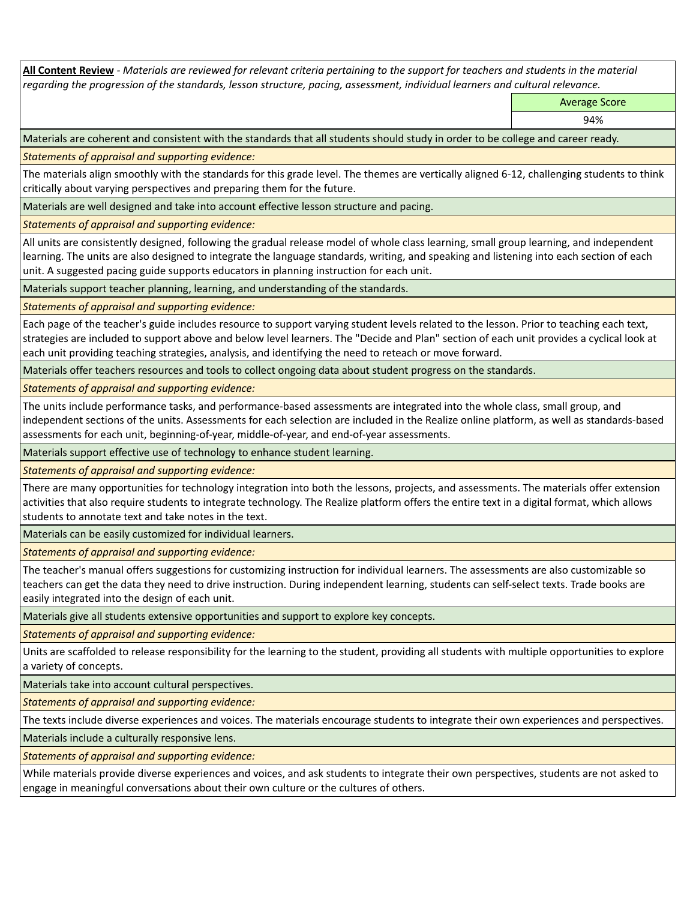**All Content Review** - *Materials are reviewed for relevant criteria pertaining to the support for teachers and students in the material regarding the progression of the standards, lesson structure, pacing, assessment, individual learners and cultural relevance.*

| | Average Score |
|---|---|
| | 94% |

Materials are coherent and consistent with the standards that all students should study in order to be college and career ready.

*Statements of appraisal and supporting evidence:*

The materials align smoothly with the standards for this grade level. The themes are vertically aligned 6-12, challenging students to think critically about varying perspectives and preparing them for the future.

Materials are well designed and take into account effective lesson structure and pacing.

*Statements of appraisal and supporting evidence:*

All units are consistently designed, following the gradual release model of whole class learning, small group learning, and independent learning. The units are also designed to integrate the language standards, writing, and speaking and listening into each section of each unit. A suggested pacing guide supports educators in planning instruction for each unit.

Materials support teacher planning, learning, and understanding of the standards.

*Statements of appraisal and supporting evidence:*

Each page of the teacher's guide includes resource to support varying student levels related to the lesson. Prior to teaching each text, strategies are included to support above and below level learners. The "Decide and Plan" section of each unit provides a cyclical look at each unit providing teaching strategies, analysis, and identifying the need to reteach or move forward.

Materials offer teachers resources and tools to collect ongoing data about student progress on the standards.

*Statements of appraisal and supporting evidence:*

The units include performance tasks, and performance-based assessments are integrated into the whole class, small group, and independent sections of the units. Assessments for each selection are included in the Realize online platform, as well as standards-based assessments for each unit, beginning-of-year, middle-of-year, and end-of-year assessments.

Materials support effective use of technology to enhance student learning.

*Statements of appraisal and supporting evidence:*

There are many opportunities for technology integration into both the lessons, projects, and assessments. The materials offer extension activities that also require students to integrate technology. The Realize platform offers the entire text in a digital format, which allows students to annotate text and take notes in the text.

Materials can be easily customized for individual learners.

*Statements of appraisal and supporting evidence:*

The teacher's manual offers suggestions for customizing instruction for individual learners. The assessments are also customizable so teachers can get the data they need to drive instruction. During independent learning, students can self-select texts. Trade books are easily integrated into the design of each unit.

Materials give all students extensive opportunities and support to explore key concepts.

*Statements of appraisal and supporting evidence:*

Units are scaffolded to release responsibility for the learning to the student, providing all students with multiple opportunities to explore a variety of concepts.

Materials take into account cultural perspectives.

*Statements of appraisal and supporting evidence:*

The texts include diverse experiences and voices. The materials encourage students to integrate their own experiences and perspectives.

Materials include a culturally responsive lens.

*Statements of appraisal and supporting evidence:*

While materials provide diverse experiences and voices, and ask students to integrate their own perspectives, students are not asked to engage in meaningful conversations about their own culture or the cultures of others.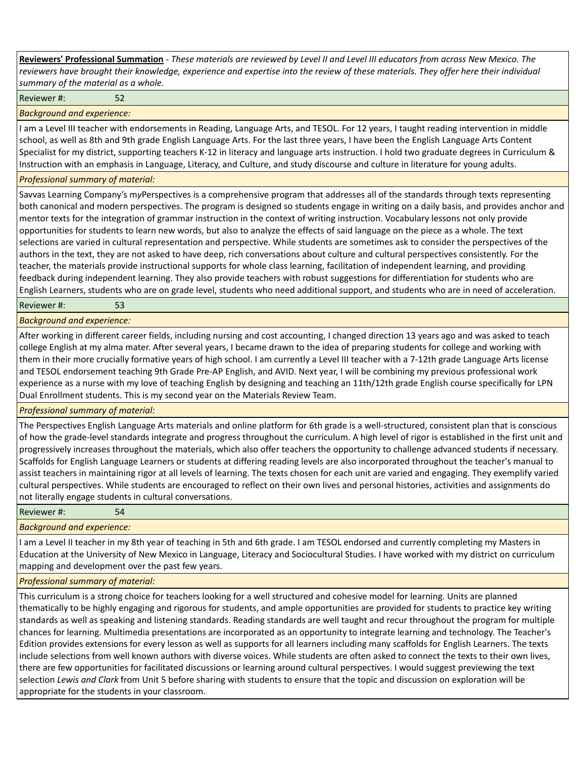**Reviewers' Professional Summation** - *These materials are reviewed by Level II and Level III educators from across New Mexico. The reviewers have brought their knowledge, experience and expertise into the review of these materials. They offer here their individual summary of the material as a whole.*

Reviewer #: 52

*Background and experience:*

I am a Level III teacher with endorsements in Reading, Language Arts, and TESOL. For 12 years, I taught reading intervention in middle school, as well as 8th and 9th grade English Language Arts. For the last three years, I have been the English Language Arts Content Specialist for my district, supporting teachers K-12 in literacy and language arts instruction. I hold two graduate degrees in Curriculum & Instruction with an emphasis in Language, Literacy, and Culture, and study discourse and culture in literature for young adults.

*Professional summary of material:*

Savvas Learning Company's m*y*Perspectives is a comprehensive program that addresses all of the standards through texts representing both canonical and modern perspectives. The program is designed so students engage in writing on a daily basis, and provides anchor and mentor texts for the integration of grammar instruction in the context of writing instruction. Vocabulary lessons not only provide opportunities for students to learn new words, but also to analyze the effects of said language on the piece as a whole. The text selections are varied in cultural representation and perspective. While students are sometimes ask to consider the perspectives of the authors in the text, they are not asked to have deep, rich conversations about culture and cultural perspectives consistently. For the teacher, the materials provide instructional supports for whole class learning, facilitation of independent learning, and providing feedback during independent learning. They also provide teachers with robust suggestions for differentiation for students who are English Learners, students who are on grade level, students who need additional support, and students who are in need of acceleration.

Reviewer #: 53

*Background and experience:*

After working in different career fields, including nursing and cost accounting, I changed direction 13 years ago and was asked to teach college English at my alma mater. After several years, I became drawn to the idea of preparing students for college and working with them in their more crucially formative years of high school. I am currently a Level III teacher with a 7-12th grade Language Arts license and TESOL endorsement teaching 9th Grade Pre-AP English, and AVID. Next year, I will be combining my previous professional work experience as a nurse with my love of teaching English by designing and teaching an 11th/12th grade English course specifically for LPN Dual Enrollment students. This is my second year on the Materials Review Team.

*Professional summary of material:*

The Perspectives English Language Arts materials and online platform for 6th grade is a well-structured, consistent plan that is conscious of how the grade-level standards integrate and progress throughout the curriculum. A high level of rigor is established in the first unit and progressively increases throughout the materials, which also offer teachers the opportunity to challenge advanced students if necessary. Scaffolds for English Language Learners or students at differing reading levels are also incorporated throughout the teacher's manual to assist teachers in maintaining rigor at all levels of learning. The texts chosen for each unit are varied and engaging. They exemplify varied cultural perspectives. While students are encouraged to reflect on their own lives and personal histories, activities and assignments do not literally engage students in cultural conversations.

Reviewer #: 54

*Background and experience:*

I am a Level II teacher in my 8th year of teaching in 5th and 6th grade. I am TESOL endorsed and currently completing my Masters in Education at the University of New Mexico in Language, Literacy and Sociocultural Studies. I have worked with my district on curriculum mapping and development over the past few years.

*Professional summary of material:*

This curriculum is a strong choice for teachers looking for a well structured and cohesive model for learning. Units are planned thematically to be highly engaging and rigorous for students, and ample opportunities are provided for students to practice key writing standards as well as speaking and listening standards. Reading standards are well taught and recur throughout the program for multiple chances for learning. Multimedia presentations are incorporated as an opportunity to integrate learning and technology. The Teacher's Edition provides extensions for every lesson as well as supports for all learners including many scaffolds for English Learners. The texts include selections from well known authors with diverse voices. While students are often asked to connect the texts to their own lives, there are few opportunities for facilitated discussions or learning around cultural perspectives. I would suggest previewing the text selection *Lewis and Clark* from Unit 5 before sharing with students to ensure that the topic and discussion on exploration will be appropriate for the students in your classroom.